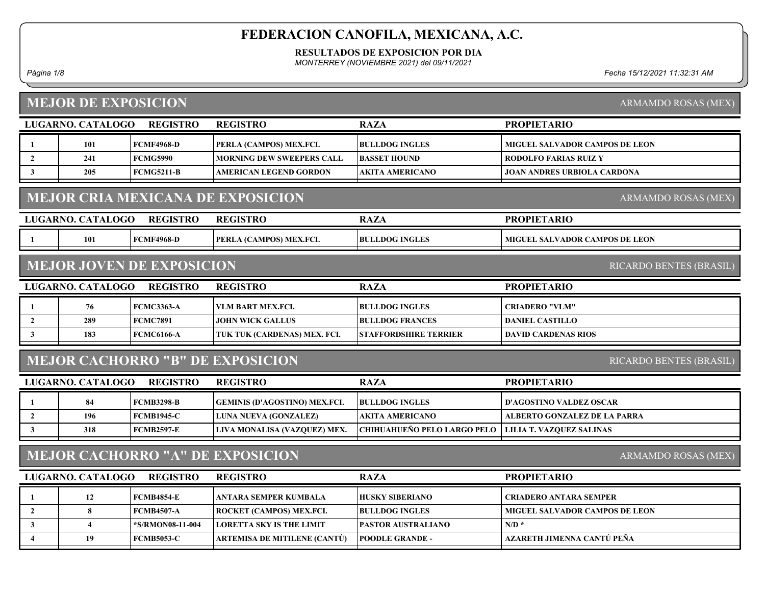# FEDERACION CANOFILA, MEXICANA, A.C.

**RESULTADOS DE EXPOSICION POR DIA**

*MONTERREY (NOVIEMBRE 2021) del 09/11/2021*

*Fecha 15/12/2021 11:32:31 AM*

## MEJOR DE EXPOSICION

ARMAMDO ROSAS (MEX)

| LUGAR | NO. CATALOGO | REGISTRO | REGISTRO | RAZA | PROPIETARIO |
|---|---|---|---|---|---|
| 1 | 101 | FCMF4968-D | PERLA (CAMPOS) MEX.FCI. | BULLDOG INGLES | MIGUEL SALVADOR CAMPOS DE LEON |
| 2 | 241 | FCMG5990 | MORNING DEW SWEEPERS CALL | BASSET HOUND | RODOLFO FARIAS RUIZ Y |
| 3 | 205 | FCMG5211-B | AMERICAN LEGEND GORDON | AKITA AMERICANO | JOAN ANDRES URBIOLA CARDONA |

## MEJOR CRIA MEXICANA DE EXPOSICION

ARMAMDO ROSAS (MEX)

| LUGAR | NO. CATALOGO | REGISTRO | REGISTRO | RAZA | PROPIETARIO |
|---|---|---|---|---|---|
| 1 | 101 | FCMF4968-D | PERLA (CAMPOS) MEX.FCI. | BULLDOG INGLES | MIGUEL SALVADOR CAMPOS DE LEON |

## MEJOR JOVEN DE EXPOSICION

RICARDO BENTES (BRASIL)

| LUGAR | NO. CATALOGO | REGISTRO | REGISTRO | RAZA | PROPIETARIO |
|---|---|---|---|---|---|
| 1 | 76 | FCMC3363-A | VLM BART MEX.FCI. | BULLDOG INGLES | CRIADERO "VLM" |
| 2 | 289 | FCMC7891 | JOHN WICK GALLUS | BULLDOG FRANCES | DANIEL CASTILLO |
| 3 | 183 | FCMC6166-A | TUK TUK (CARDENAS) MEX. FCI. | STAFFORDSHIRE TERRIER | DAVID CARDENAS RIOS |

## MEJOR CACHORRO "B" DE EXPOSICION

RICARDO BENTES (BRASIL)

| LUGAR | NO. CATALOGO | REGISTRO | REGISTRO | RAZA | PROPIETARIO |
|---|---|---|---|---|---|
| 1 | 84 | FCMB3298-B | GEMINIS (D'AGOSTINO) MEX.FCI. | BULLDOG INGLES | D'AGOSTINO VALDEZ OSCAR |
| 2 | 196 | FCMB1945-C | LUNA NUEVA (GONZALEZ) | AKITA AMERICANO | ALBERTO GONZALEZ DE LA PARRA |
| 3 | 318 | FCMB2597-E | LIVA MONALISA (VAZQUEZ) MEX. | CHIHUAHUEÑO PELO LARGO PELO | LILIA T. VAZQUEZ SALINAS |

## MEJOR CACHORRO "A" DE EXPOSICION

ARMAMDO ROSAS (MEX)

| LUGAR | NO. CATALOGO | REGISTRO | REGISTRO | RAZA | PROPIETARIO |
|---|---|---|---|---|---|
| 1 | 12 | FCMB4854-E | ANTARA SEMPER KUMBALA | HUSKY SIBERIANO | CRIADERO ANTARA SEMPER |
| 2 | 8 | FCMB4507-A | ROCKET (CAMPOS) MEX.FCI. | BULLDOG INGLES | MIGUEL SALVADOR CAMPOS DE LEON |
| 3 | 4 | *S/RMON08-11-004 | LORETTA SKY IS THE LIMIT | PASTOR AUSTRALIANO | N/D * |
| 4 | 19 | FCMB5053-C | ARTEMISA DE MITILENE (CANTÚ) | POODLE GRANDE - | AZARETH JIMENNA CANTÚ PEÑA |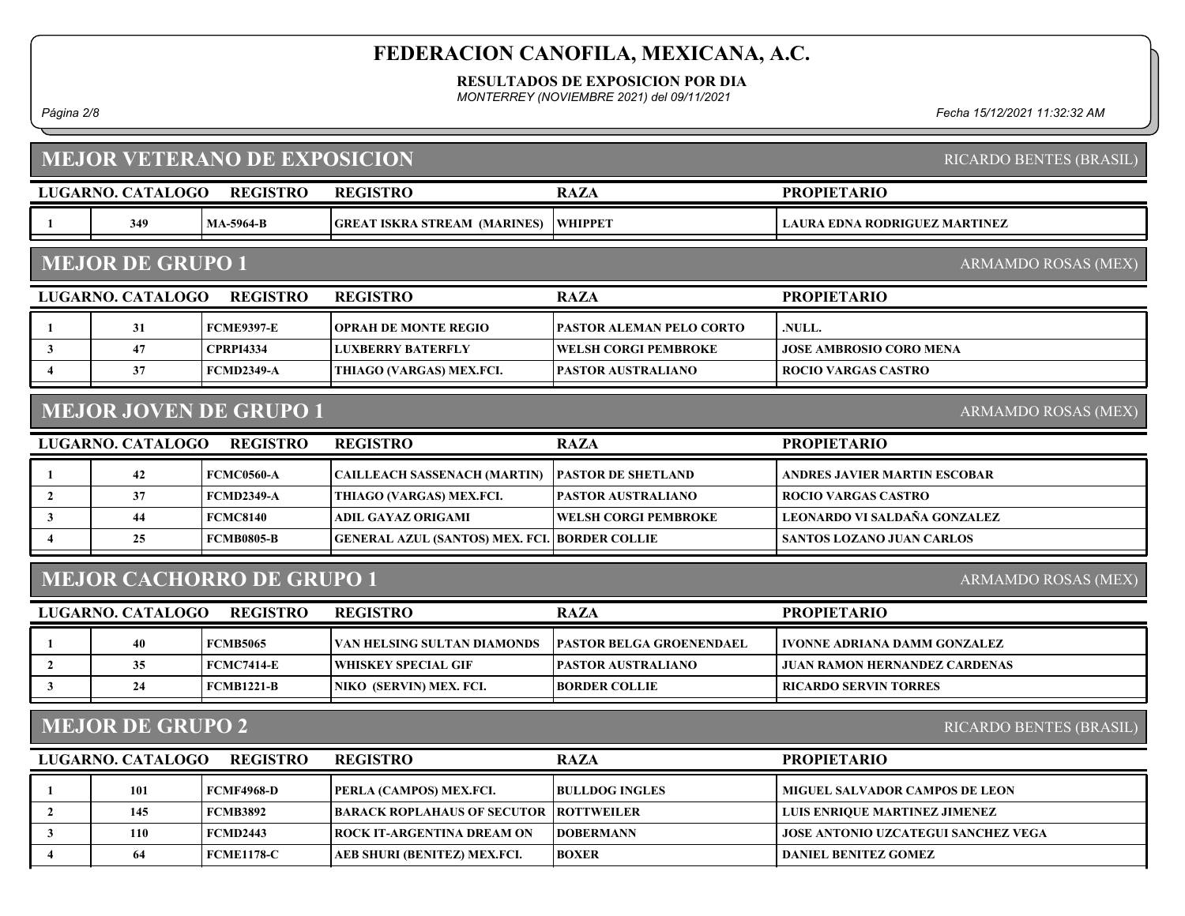# FEDERACION CANOFILA, MEXICANA, A.C.

**RESULTADOS DE EXPOSICION POR DIA**

*MONTERREY (NOVIEMBRE 2021) del 09/11/2021*

*Fecha 15/12/2021 11:32:32 AM*

## MEJOR VETERANO DE EXPOSICION

RICARDO BENTES (BRASIL)

| LUGAR | NO. CATALOGO | REGISTRO | REGISTRO | RAZA | PROPIETARIO |
|---|---|---|---|---|---|
| 1 | 349 | MA-5964-B | GREAT ISKRA STREAM (MARINES) | WHIPPET | LAURA EDNA RODRIGUEZ MARTINEZ |

## MEJOR DE GRUPO 1

ARMAMDO ROSAS (MEX)

| LUGAR | NO. CATALOGO | REGISTRO | REGISTRO | RAZA | PROPIETARIO |
|---|---|---|---|---|---|
| 1 | 31 | FCME9397-E | OPRAH DE MONTE REGIO | PASTOR ALEMAN PELO CORTO | .NULL. |
| 3 | 47 | CPRPI4334 | LUXBERRY BATERFLY | WELSH CORGI PEMBROKE | JOSE AMBROSIO CORO MENA |
| 4 | 37 | FCMD2349-A | THIAGO (VARGAS) MEX.FCI. | PASTOR AUSTRALIANO | ROCIO VARGAS CASTRO |

## MEJOR JOVEN DE GRUPO 1

ARMAMDO ROSAS (MEX)

| LUGAR | NO. CATALOGO | REGISTRO | REGISTRO | RAZA | PROPIETARIO |
|---|---|---|---|---|---|
| 1 | 42 | FCMC0560-A | CAILLEACH SASSENACH (MARTIN) | PASTOR DE SHETLAND | ANDRES JAVIER MARTIN ESCOBAR |
| 2 | 37 | FCMD2349-A | THIAGO (VARGAS) MEX.FCI. | PASTOR AUSTRALIANO | ROCIO VARGAS CASTRO |
| 3 | 44 | FCMC8140 | ADIL GAYAZ ORIGAMI | WELSH CORGI PEMBROKE | LEONARDO VI SALDAÑA GONZALEZ |
| 4 | 25 | FCMB0805-B | GENERAL AZUL (SANTOS) MEX. FCI. | BORDER COLLIE | SANTOS LOZANO JUAN CARLOS |

## MEJOR CACHORRO DE GRUPO 1

ARMAMDO ROSAS (MEX)

| LUGAR | NO. CATALOGO | REGISTRO | REGISTRO | RAZA | PROPIETARIO |
|---|---|---|---|---|---|
| 1 | 40 | FCMB5065 | VAN HELSING SULTAN DIAMONDS | PASTOR BELGA GROENENDAEL | IVONNE ADRIANA DAMM GONZALEZ |
| 2 | 35 | FCMC7414-E | WHISKEY SPECIAL GIF | PASTOR AUSTRALIANO | JUAN RAMON HERNANDEZ CARDENAS |
| 3 | 24 | FCMB1221-B | NIKO (SERVIN) MEX. FCI. | BORDER COLLIE | RICARDO SERVIN TORRES |

## MEJOR DE GRUPO 2

RICARDO BENTES (BRASIL)

| LUGAR | NO. CATALOGO | REGISTRO | REGISTRO | RAZA | PROPIETARIO |
|---|---|---|---|---|---|
| 1 | 101 | FCMF4968-D | PERLA (CAMPOS) MEX.FCI. | BULLDOG INGLES | MIGUEL SALVADOR CAMPOS DE LEON |
| 2 | 145 | FCMB3892 | BARACK ROPLAHAUS OF SECUTOR | ROTTWEILER | LUIS ENRIQUE MARTINEZ JIMENEZ |
| 3 | 110 | FCMD2443 | ROCK IT-ARGENTINA DREAM ON | DOBERMANN | JOSE ANTONIO UZCATEGUI SANCHEZ VEGA |
| 4 | 64 | FCME1178-C | AEB SHURI (BENITEZ) MEX.FCI. | BOXER | DANIEL BENITEZ GOMEZ |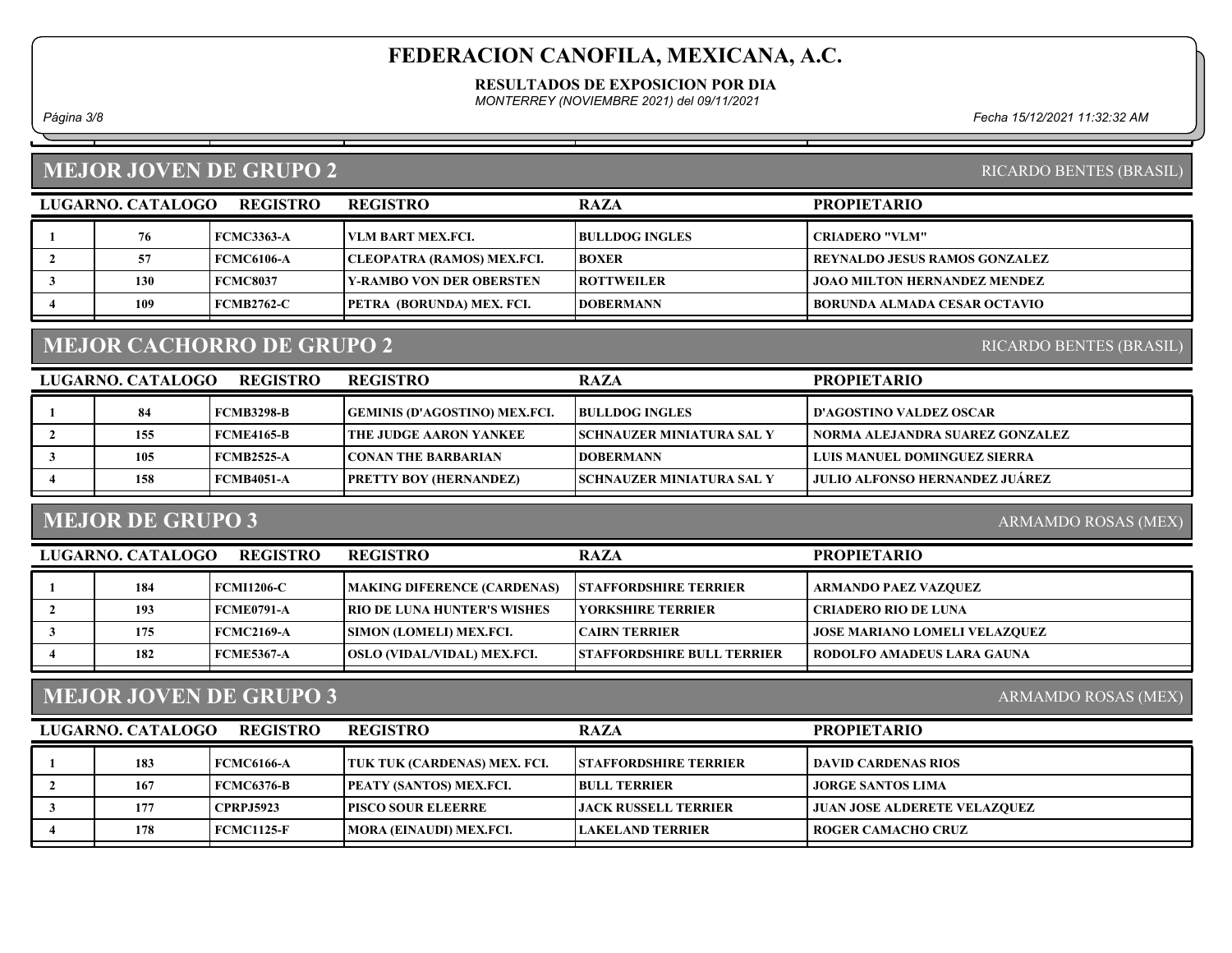# FEDERACION CANOFILA, MEXICANA, A.C.

**RESULTADOS DE EXPOSICION POR DIA**

*MONTERREY (NOVIEMBRE 2021) del 09/11/2021*

## MEJOR JOVEN DE GRUPO 2

RICARDO BENTES (BRASIL)

| LUGAR | NO. CATALOGO | REGISTRO | REGISTRO | RAZA | PROPIETARIO |
|---|---|---|---|---|---|
| 1 | 76 | FCMC3363-A | VLM BART MEX.FCI. | BULLDOG INGLES | CRIADERO "VLM" |
| 2 | 57 | FCMC6106-A | CLEOPATRA (RAMOS) MEX.FCI. | BOXER | REYNALDO JESUS RAMOS GONZALEZ |
| 3 | 130 | FCMC8037 | Y-RAMBO VON DER OBERSTEN | ROTTWEILER | JOAO MILTON HERNANDEZ MENDEZ |
| 4 | 109 | FCMB2762-C | PETRA (BORUNDA) MEX. FCI. | DOBERMANN | BORUNDA ALMADA CESAR OCTAVIO |

## MEJOR CACHORRO DE GRUPO 2

RICARDO BENTES (BRASIL)

| LUGAR | NO. CATALOGO | REGISTRO | REGISTRO | RAZA | PROPIETARIO |
|---|---|---|---|---|---|
| 1 | 84 | FCMB3298-B | GEMINIS (D'AGOSTINO) MEX.FCI. | BULLDOG INGLES | D'AGOSTINO VALDEZ OSCAR |
| 2 | 155 | FCME4165-B | THE JUDGE AARON YANKEE | SCHNAUZER MINIATURA SAL Y | NORMA ALEJANDRA SUAREZ GONZALEZ |
| 3 | 105 | FCMB2525-A | CONAN THE BARBARIAN | DOBERMANN | LUIS MANUEL DOMINGUEZ SIERRA |
| 4 | 158 | FCMB4051-A | PRETTY BOY (HERNANDEZ) | SCHNAUZER MINIATURA SAL Y | JULIO ALFONSO HERNANDEZ JUÁREZ |

## MEJOR DE GRUPO 3

ARMAMDO ROSAS (MEX)

| LUGAR | NO. CATALOGO | REGISTRO | REGISTRO | RAZA | PROPIETARIO |
|---|---|---|---|---|---|
| 1 | 184 | FCMI1206-C | MAKING DIFERENCE (CARDENAS) | STAFFORDSHIRE TERRIER | ARMANDO PAEZ VAZQUEZ |
| 2 | 193 | FCME0791-A | RIO DE LUNA HUNTER'S WISHES | YORKSHIRE TERRIER | CRIADERO RIO DE LUNA |
| 3 | 175 | FCMC2169-A | SIMON (LOMELI) MEX.FCI. | CAIRN TERRIER | JOSE MARIANO LOMELI VELAZQUEZ |
| 4 | 182 | FCME5367-A | OSLO (VIDAL/VIDAL) MEX.FCI. | STAFFORDSHIRE BULL TERRIER | RODOLFO AMADEUS LARA GAUNA |

## MEJOR JOVEN DE GRUPO 3

ARMAMDO ROSAS (MEX)

| LUGAR | NO. CATALOGO | REGISTRO | REGISTRO | RAZA | PROPIETARIO |
|---|---|---|---|---|---|
| 1 | 183 | FCMC6166-A | TUK TUK (CARDENAS) MEX. FCI. | STAFFORDSHIRE TERRIER | DAVID CARDENAS RIOS |
| 2 | 167 | FCMC6376-B | PEATY (SANTOS) MEX.FCI. | BULL TERRIER | JORGE SANTOS LIMA |
| 3 | 177 | CPRPJ5923 | PISCO SOUR ELEERRE | JACK RUSSELL TERRIER | JUAN JOSE ALDERETE VELAZQUEZ |
| 4 | 178 | FCMC1125-F | MORA (EINAUDI) MEX.FCI. | LAKELAND TERRIER | ROGER CAMACHO CRUZ |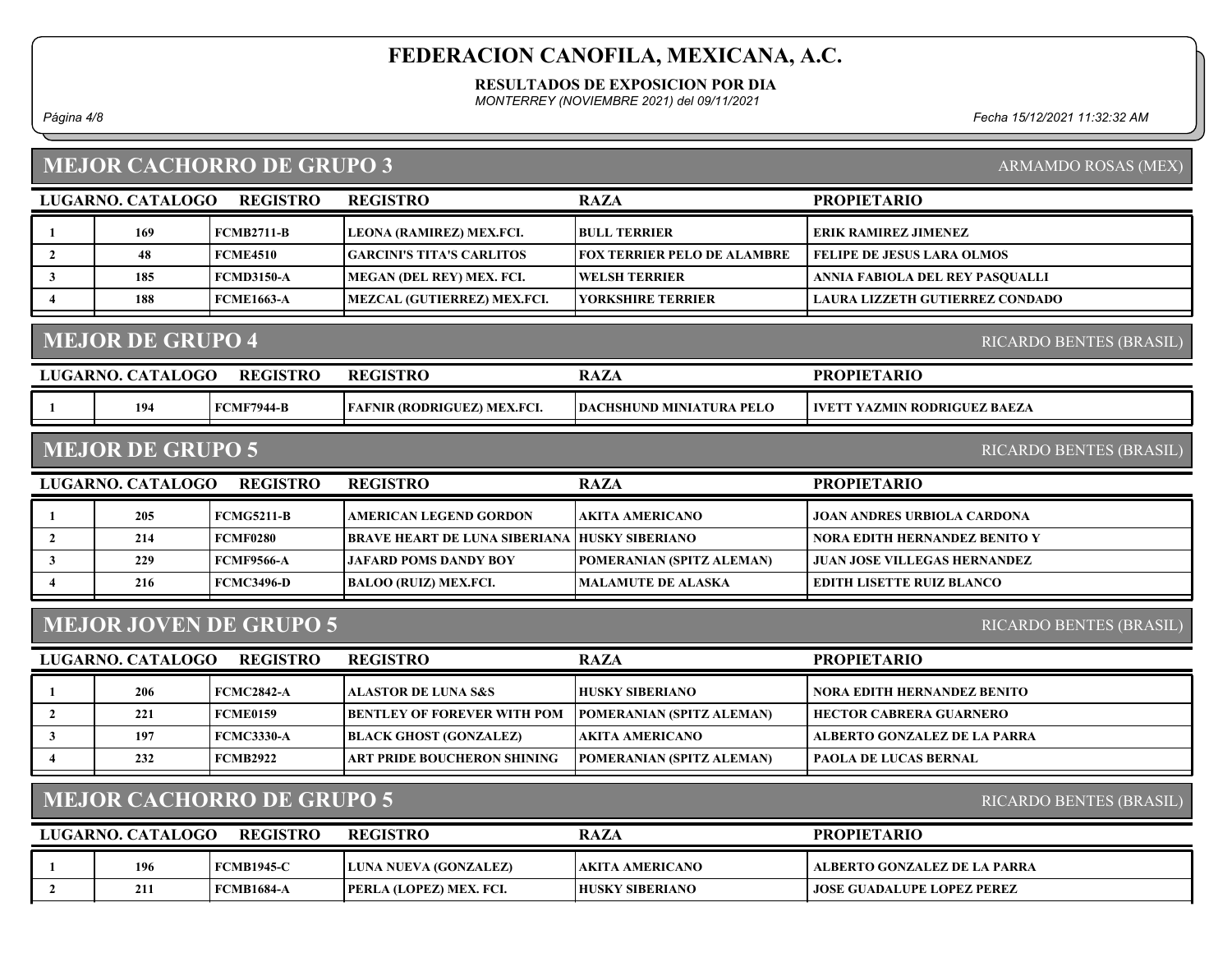# FEDERACION CANOFILA, MEXICANA, A.C.

**RESULTADOS DE EXPOSICION POR DIA**

*MONTERREY (NOVIEMBRE 2021) del 09/11/2021*

*Fecha 15/12/2021 11:32:32 AM*

## MEJOR CACHORRO DE GRUPO 3

ARMAMDO ROSAS (MEX)

| LUGAR | NO. CATALOGO | REGISTRO | REGISTRO | RAZA | PROPIETARIO |
|---|---|---|---|---|---|
| 1 | 169 | FCMB2711-B | LEONA (RAMIREZ) MEX.FCI. | BULL TERRIER | ERIK RAMIREZ JIMENEZ |
| 2 | 48 | FCME4510 | GARCINI'S TITA'S CARLITOS | FOX TERRIER PELO DE ALAMBRE | FELIPE DE JESUS LARA OLMOS |
| 3 | 185 | FCMD3150-A | MEGAN (DEL REY) MEX. FCI. | WELSH TERRIER | ANNIA FABIOLA DEL REY PASQUALLI |
| 4 | 188 | FCME1663-A | MEZCAL (GUTIERREZ) MEX.FCI. | YORKSHIRE TERRIER | LAURA LIZZETH GUTIERREZ CONDADO |

## MEJOR DE GRUPO 4

RICARDO BENTES (BRASIL)

| LUGAR | NO. CATALOGO | REGISTRO | REGISTRO | RAZA | PROPIETARIO |
|---|---|---|---|---|---|
| 1 | 194 | FCMF7944-B | FAFNIR (RODRIGUEZ) MEX.FCI. | DACHSHUND MINIATURA PELO | IVETT YAZMIN RODRIGUEZ BAEZA |

## MEJOR DE GRUPO 5

RICARDO BENTES (BRASIL)

| LUGAR | NO. CATALOGO | REGISTRO | REGISTRO | RAZA | PROPIETARIO |
|---|---|---|---|---|---|
| 1 | 205 | FCMG5211-B | AMERICAN LEGEND GORDON | AKITA AMERICANO | JOAN ANDRES URBIOLA CARDONA |
| 2 | 214 | FCMF0280 | BRAVE HEART DE LUNA SIBERIANA | HUSKY SIBERIANO | NORA EDITH HERNANDEZ BENITO Y |
| 3 | 229 | FCMF9566-A | JAFARD POMS DANDY BOY | POMERANIAN (SPITZ ALEMAN) | JUAN JOSE VILLEGAS HERNANDEZ |
| 4 | 216 | FCMC3496-D | BALOO (RUIZ) MEX.FCI. | MALAMUTE DE ALASKA | EDITH LISETTE RUIZ BLANCO |

## MEJOR JOVEN DE GRUPO 5

RICARDO BENTES (BRASIL)

| LUGAR | NO. CATALOGO | REGISTRO | REGISTRO | RAZA | PROPIETARIO |
|---|---|---|---|---|---|
| 1 | 206 | FCMC2842-A | ALASTOR DE LUNA S&S | HUSKY SIBERIANO | NORA EDITH HERNANDEZ BENITO |
| 2 | 221 | FCME0159 | BENTLEY OF FOREVER WITH POM | POMERANIAN (SPITZ ALEMAN) | HECTOR CABRERA GUARNERO |
| 3 | 197 | FCMC3330-A | BLACK GHOST (GONZALEZ) | AKITA AMERICANO | ALBERTO GONZALEZ DE LA PARRA |
| 4 | 232 | FCMB2922 | ART PRIDE BOUCHERON SHINING | POMERANIAN (SPITZ ALEMAN) | PAOLA DE LUCAS BERNAL |

## MEJOR CACHORRO DE GRUPO 5

RICARDO BENTES (BRASIL)

| LUGAR | NO. CATALOGO | REGISTRO | REGISTRO | RAZA | PROPIETARIO |
|---|---|---|---|---|---|
| 1 | 196 | FCMB1945-C | LUNA NUEVA (GONZALEZ) | AKITA AMERICANO | ALBERTO GONZALEZ DE LA PARRA |
| 2 | 211 | FCMB1684-A | PERLA (LOPEZ) MEX. FCI. | HUSKY SIBERIANO | JOSE GUADALUPE LOPEZ PEREZ |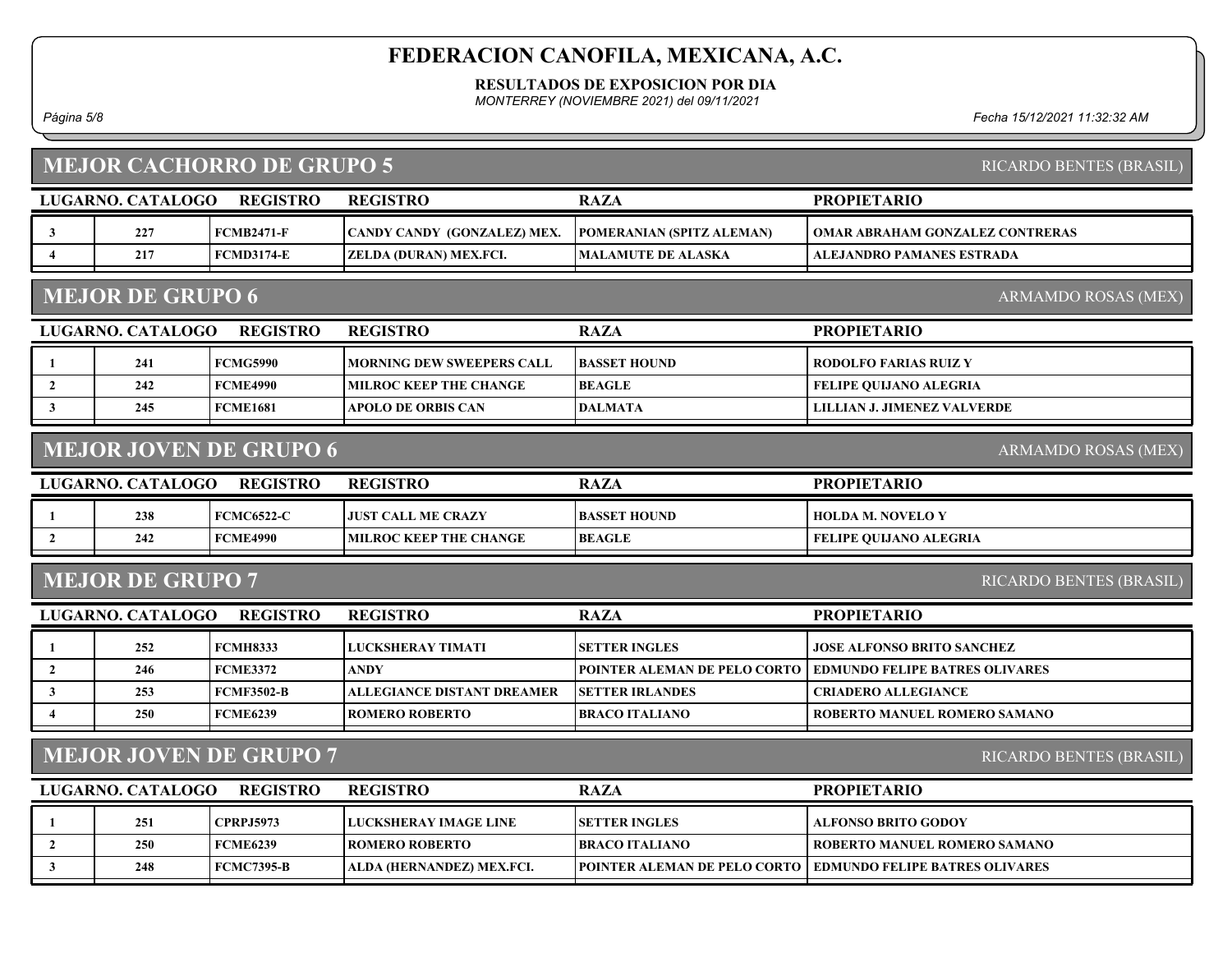# FEDERACION CANOFILA, MEXICANA, A.C.

**RESULTADOS DE EXPOSICION POR DIA**

*MONTERREY (NOVIEMBRE 2021) del 09/11/2021*

## MEJOR CACHORRO DE GRUPO 5

RICARDO BENTES (BRASIL)

| LUGAR | NO. CATALOGO | REGISTRO | REGISTRO | RAZA | PROPIETARIO |
|---|---|---|---|---|---|
| 3 | 227 | FCMB2471-F | CANDY CANDY (GONZALEZ) MEX. | POMERANIAN (SPITZ ALEMAN) | OMAR ABRAHAM GONZALEZ CONTRERAS |
| 4 | 217 | FCMD3174-E | ZELDA (DURAN) MEX.FCI. | MALAMUTE DE ALASKA | ALEJANDRO PAMANES ESTRADA |

## MEJOR DE GRUPO 6

ARMAMDO ROSAS (MEX)

| LUGAR | NO. CATALOGO | REGISTRO | REGISTRO | RAZA | PROPIETARIO |
|---|---|---|---|---|---|
| 1 | 241 | FCMG5990 | MORNING DEW SWEEPERS CALL | BASSET HOUND | RODOLFO FARIAS RUIZ Y |
| 2 | 242 | FCME4990 | MILROC KEEP THE CHANGE | BEAGLE | FELIPE QUIJANO ALEGRIA |
| 3 | 245 | FCME1681 | APOLO DE ORBIS CAN | DALMATA | LILLIAN J. JIMENEZ VALVERDE |

## MEJOR JOVEN DE GRUPO 6

ARMAMDO ROSAS (MEX)

| LUGAR | NO. CATALOGO | REGISTRO | REGISTRO | RAZA | PROPIETARIO |
|---|---|---|---|---|---|
| 1 | 238 | FCMC6522-C | JUST CALL ME CRAZY | BASSET HOUND | HOLDA M. NOVELO Y |
| 2 | 242 | FCME4990 | MILROC KEEP THE CHANGE | BEAGLE | FELIPE QUIJANO ALEGRIA |

## MEJOR DE GRUPO 7

RICARDO BENTES (BRASIL)

| LUGAR | NO. CATALOGO | REGISTRO | REGISTRO | RAZA | PROPIETARIO |
|---|---|---|---|---|---|
| 1 | 252 | FCMH8333 | LUCKSHERAY TIMATI | SETTER INGLES | JOSE ALFONSO BRITO SANCHEZ |
| 2 | 246 | FCME3372 | ANDY | POINTER ALEMAN DE PELO CORTO | EDMUNDO FELIPE BATRES OLIVARES |
| 3 | 253 | FCMF3502-B | ALLEGIANCE DISTANT DREAMER | SETTER IRLANDES | CRIADERO ALLEGIANCE |
| 4 | 250 | FCME6239 | ROMERO ROBERTO | BRACO ITALIANO | ROBERTO MANUEL ROMERO SAMANO |

## MEJOR JOVEN DE GRUPO 7

RICARDO BENTES (BRASIL)

| LUGAR | NO. CATALOGO | REGISTRO | REGISTRO | RAZA | PROPIETARIO |
|---|---|---|---|---|---|
| 1 | 251 | CPRPJ5973 | LUCKSHERAY IMAGE LINE | SETTER INGLES | ALFONSO BRITO GODOY |
| 2 | 250 | FCME6239 | ROMERO ROBERTO | BRACO ITALIANO | ROBERTO MANUEL ROMERO SAMANO |
| 3 | 248 | FCMC7395-B | ALDA (HERNANDEZ) MEX.FCI. | POINTER ALEMAN DE PELO CORTO | EDMUNDO FELIPE BATRES OLIVARES |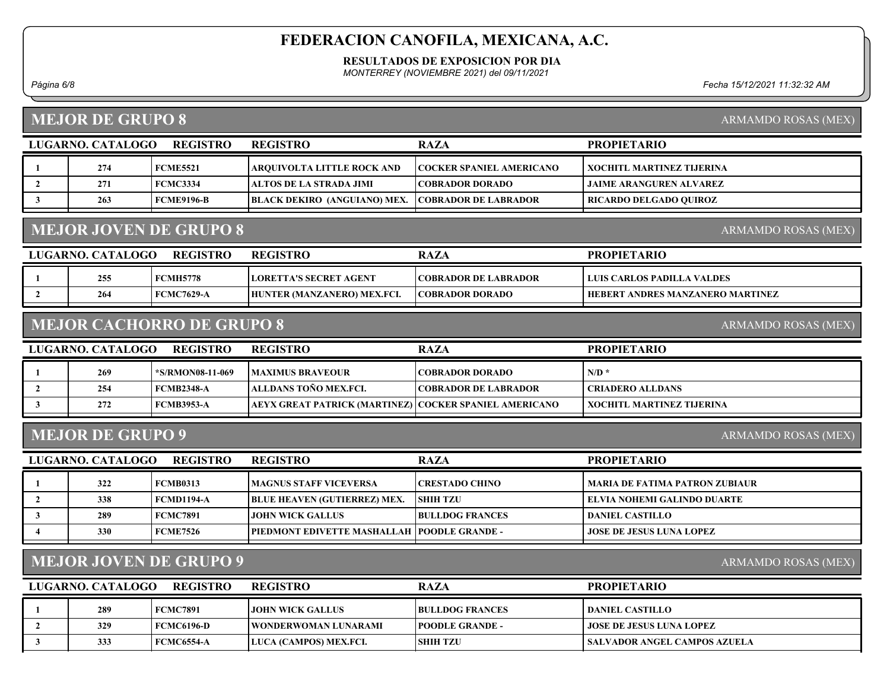# FEDERACION CANOFILA, MEXICANA, A.C.

**RESULTADOS DE EXPOSICION POR DIA**

*MONTERREY (NOVIEMBRE 2021) del 09/11/2021*

*Fecha 15/12/2021 11:32:32 AM*

## MEJOR DE GRUPO 8

ARMAMDO ROSAS (MEX)

| LUGAR | NO. CATALOGO | REGISTRO | REGISTRO | RAZA | PROPIETARIO |
|---|---|---|---|---|---|
| 1 | 274 | FCME5521 | ARQUIVOLTA LITTLE ROCK AND | COCKER SPANIEL AMERICANO | XOCHITL MARTINEZ TIJERINA |
| 2 | 271 | FCMC3334 | ALTOS DE LA STRADA JIMI | COBRADOR DORADO | JAIME ARANGUREN ALVAREZ |
| 3 | 263 | FCME9196-B | BLACK DEKIRO (ANGUIANO) MEX. | COBRADOR DE LABRADOR | RICARDO DELGADO QUIROZ |

## MEJOR JOVEN DE GRUPO 8

ARMAMDO ROSAS (MEX)

| LUGAR | NO. CATALOGO | REGISTRO | REGISTRO | RAZA | PROPIETARIO |
|---|---|---|---|---|---|
| 1 | 255 | FCMH5778 | LORETTA'S SECRET AGENT | COBRADOR DE LABRADOR | LUIS CARLOS PADILLA VALDES |
| 2 | 264 | FCMC7629-A | HUNTER (MANZANERO) MEX.FCI. | COBRADOR DORADO | HEBERT ANDRES MANZANERO MARTINEZ |

## MEJOR CACHORRO DE GRUPO 8

ARMAMDO ROSAS (MEX)

| LUGAR | NO. CATALOGO | REGISTRO | REGISTRO | RAZA | PROPIETARIO |
|---|---|---|---|---|---|
| 1 | 269 | *S/RMON08-11-069 | MAXIMUS BRAVEOUR | COBRADOR DORADO | N/D * |
| 2 | 254 | FCMB2348-A | ALLDANS TOÑO MEX.FCI. | COBRADOR DE LABRADOR | CRIADERO ALLDANS |
| 3 | 272 | FCMB3953-A | AEYX GREAT PATRICK (MARTINEZ) | COCKER SPANIEL AMERICANO | XOCHITL MARTINEZ TIJERINA |

## MEJOR DE GRUPO 9

ARMAMDO ROSAS (MEX)

| LUGAR | NO. CATALOGO | REGISTRO | REGISTRO | RAZA | PROPIETARIO |
|---|---|---|---|---|---|
| 1 | 322 | FCMB0313 | MAGNUS STAFF VICEVERSA | CRESTADO CHINO | MARIA DE FATIMA PATRON ZUBIAUR |
| 2 | 338 | FCMD1194-A | BLUE HEAVEN (GUTIERREZ) MEX. | SHIH TZU | ELVIA NOHEMI GALINDO DUARTE |
| 3 | 289 | FCMC7891 | JOHN WICK GALLUS | BULLDOG FRANCES | DANIEL CASTILLO |
| 4 | 330 | FCME7526 | PIEDMONT EDIVETTE MASHALLAH | POODLE GRANDE - | JOSE DE JESUS LUNA LOPEZ |

## MEJOR JOVEN DE GRUPO 9

ARMAMDO ROSAS (MEX)

| LUGAR | NO. CATALOGO | REGISTRO | REGISTRO | RAZA | PROPIETARIO |
|---|---|---|---|---|---|
| 1 | 289 | FCMC7891 | JOHN WICK GALLUS | BULLDOG FRANCES | DANIEL CASTILLO |
| 2 | 329 | FCMC6196-D | WONDERWOMAN LUNARAMI | POODLE GRANDE - | JOSE DE JESUS LUNA LOPEZ |
| 3 | 333 | FCMC6554-A | LUCA (CAMPOS) MEX.FCI. | SHIH TZU | SALVADOR ANGEL CAMPOS AZUELA |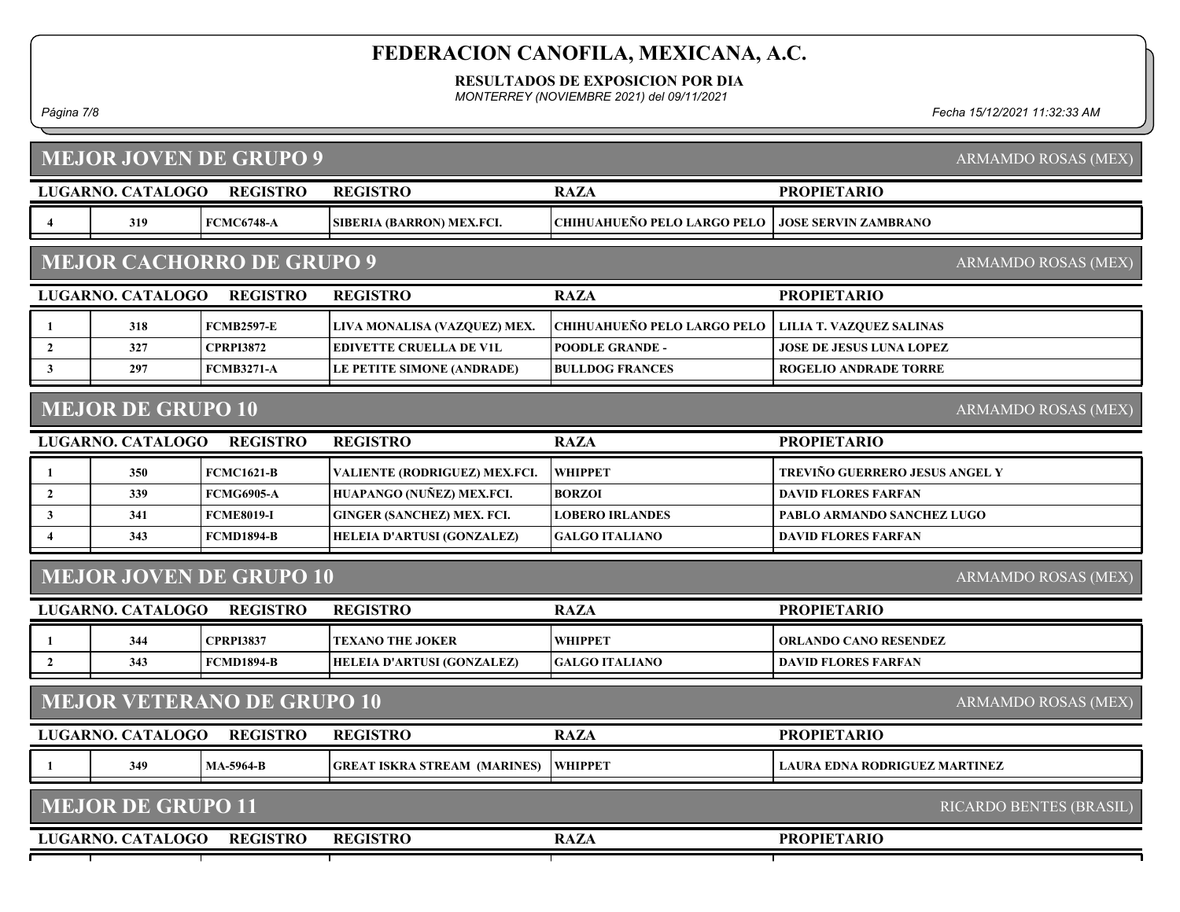# FEDERACION CANOFILA, MEXICANA, A.C.

**RESULTADOS DE EXPOSICION POR DIA**

*MONTERREY (NOVIEMBRE 2021) del 09/11/2021*

## MEJOR JOVEN DE GRUPO 9

ARMAMDO ROSAS (MEX)

| LUGAR | NO. CATALOGO | REGISTRO | REGISTRO | RAZA | PROPIETARIO |
|---|---|---|---|---|---|
| 4 | 319 | FCMC6748-A | SIBERIA (BARRON) MEX.FCI. | CHIHUAHUEÑO PELO LARGO PELO | JOSE SERVIN ZAMBRANO |

## MEJOR CACHORRO DE GRUPO 9

ARMAMDO ROSAS (MEX)

| LUGAR | NO. CATALOGO | REGISTRO | REGISTRO | RAZA | PROPIETARIO |
|---|---|---|---|---|---|
| 1 | 318 | FCMB2597-E | LIVA MONALISA (VAZQUEZ) MEX. | CHIHUAHUEÑO PELO LARGO PELO | LILIA T. VAZQUEZ SALINAS |
| 2 | 327 | CPRPI3872 | EDIVETTE CRUELLA DE V1L | POODLE GRANDE - | JOSE DE JESUS LUNA LOPEZ |
| 3 | 297 | FCMB3271-A | LE PETITE SIMONE (ANDRADE) | BULLDOG FRANCES | ROGELIO ANDRADE TORRE |

## MEJOR DE GRUPO 10

ARMAMDO ROSAS (MEX)

| LUGAR | NO. CATALOGO | REGISTRO | REGISTRO | RAZA | PROPIETARIO |
|---|---|---|---|---|---|
| 1 | 350 | FCMC1621-B | VALIENTE (RODRIGUEZ) MEX.FCI. | WHIPPET | TREVIÑO GUERRERO JESUS ANGEL Y |
| 2 | 339 | FCMG6905-A | HUAPANGO (NUÑEZ) MEX.FCI. | BORZOI | DAVID FLORES FARFAN |
| 3 | 341 | FCME8019-I | GINGER (SANCHEZ) MEX. FCI. | LOBERO IRLANDES | PABLO ARMANDO SANCHEZ LUGO |
| 4 | 343 | FCMD1894-B | HELEIA D'ARTUSI (GONZALEZ) | GALGO ITALIANO | DAVID FLORES FARFAN |

## MEJOR JOVEN DE GRUPO 10

ARMAMDO ROSAS (MEX)

| LUGAR | NO. CATALOGO | REGISTRO | REGISTRO | RAZA | PROPIETARIO |
|---|---|---|---|---|---|
| 1 | 344 | CPRPI3837 | TEXANO THE JOKER | WHIPPET | ORLANDO CANO RESENDEZ |
| 2 | 343 | FCMD1894-B | HELEIA D'ARTUSI (GONZALEZ) | GALGO ITALIANO | DAVID FLORES FARFAN |

## MEJOR VETERANO DE GRUPO 10

ARMAMDO ROSAS (MEX)

| LUGAR | NO. CATALOGO | REGISTRO | REGISTRO | RAZA | PROPIETARIO |
|---|---|---|---|---|---|
| 1 | 349 | MA-5964-B | GREAT ISKRA STREAM (MARINES) | WHIPPET | LAURA EDNA RODRIGUEZ MARTINEZ |

## MEJOR DE GRUPO 11

RICARDO BENTES (BRASIL)

| LUGAR | NO. CATALOGO | REGISTRO | REGISTRO | RAZA | PROPIETARIO |
|---|---|---|---|---|---|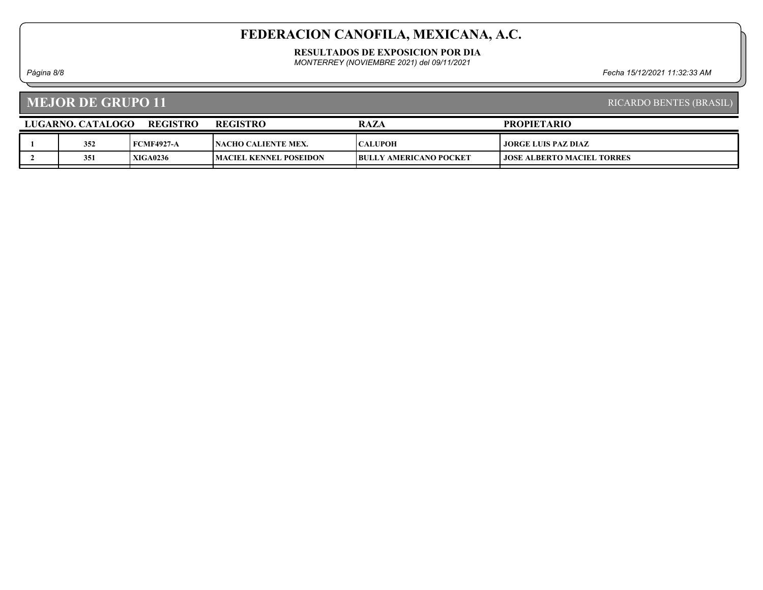# FEDERACION CANOFILA, MEXICANA, A.C.

**RESULTADOS DE EXPOSICION POR DIA**

*MONTERREY (NOVIEMBRE 2021) del 09/11/2021*

*Fecha 15/12/2021 11:32:33 AM*

## MEJOR DE GRUPO 11

RICARDO BENTES (BRASIL)

| LUGAR | NO. CATALOGO | REGISTRO | REGISTRO | RAZA | PROPIETARIO |
|---|---|---|---|---|---|
| 1 | 352 | FCMF4927-A | NACHO CALIENTE MEX. | CALUPOH | JORGE LUIS PAZ DIAZ |
| 2 | 351 | XIGA0236 | MACIEL KENNEL POSEIDON | BULLY AMERICANO POCKET | JOSE ALBERTO MACIEL TORRES |